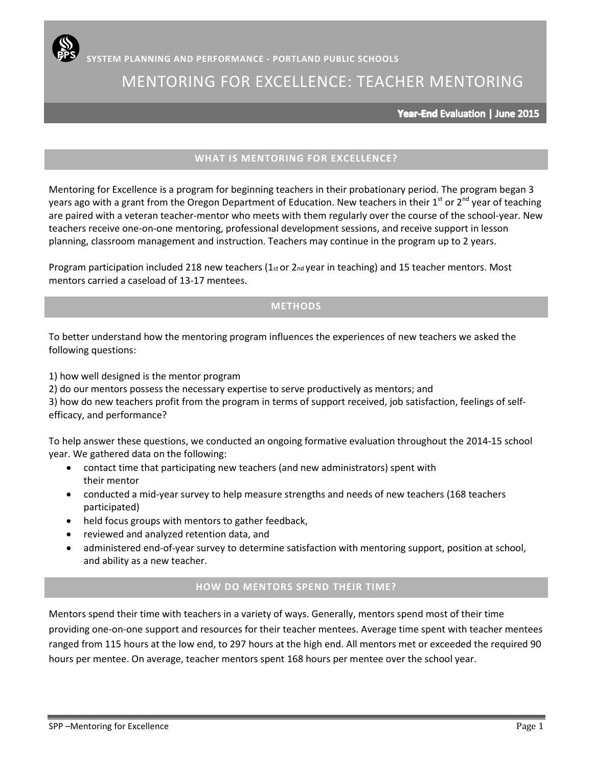SYSTEM PLANNING AND PERFORMANCE - PORTLAND PUBLIC SCHOOLS

# MENTORING FOR EXCELLENCE: TEACHER MENTORING

**Year-End Evaluation | June 2015**

## WHAT IS MENTORING FOR EXCELLENCE?

Mentoring for Excellence is a program for beginning teachers in their probationary period. The program began 3 years ago with a grant from the Oregon Department of Education. New teachers in their 1st or 2nd year of teaching are paired with a veteran teacher-mentor who meets with them regularly over the course of the school-year. New teachers receive one-on-one mentoring, professional development sessions, and receive support in lesson planning, classroom management and instruction. Teachers may continue in the program up to 2 years.

Program participation included 218 new teachers (1st or 2nd year in teaching) and 15 teacher mentors. Most mentors carried a caseload of 13-17 mentees.

## METHODS

To better understand how the mentoring program influences the experiences of new teachers we asked the following questions:

1) how well designed is the mentor program
2) do our mentors possess the necessary expertise to serve productively as mentors; and
3) how do new teachers profit from the program in terms of support received, job satisfaction, feelings of self-efficacy, and performance?

To help answer these questions, we conducted an ongoing formative evaluation throughout the 2014-15 school year. We gathered data on the following:

- contact time that participating new teachers (and new administrators) spent with their mentor
- conducted a mid-year survey to help measure strengths and needs of new teachers (168 teachers participated)
- held focus groups with mentors to gather feedback,
- reviewed and analyzed retention data, and
- administered end-of-year survey to determine satisfaction with mentoring support, position at school, and ability as a new teacher.

## HOW DO MENTORS SPEND THEIR TIME?

Mentors spend their time with teachers in a variety of ways. Generally, mentors spend most of their time providing one-on-one support and resources for their teacher mentees. Average time spent with teacher mentees ranged from 115 hours at the low end, to 297 hours at the high end. All mentors met or exceeded the required 90 hours per mentee. On average, teacher mentors spent 168 hours per mentee over the school year.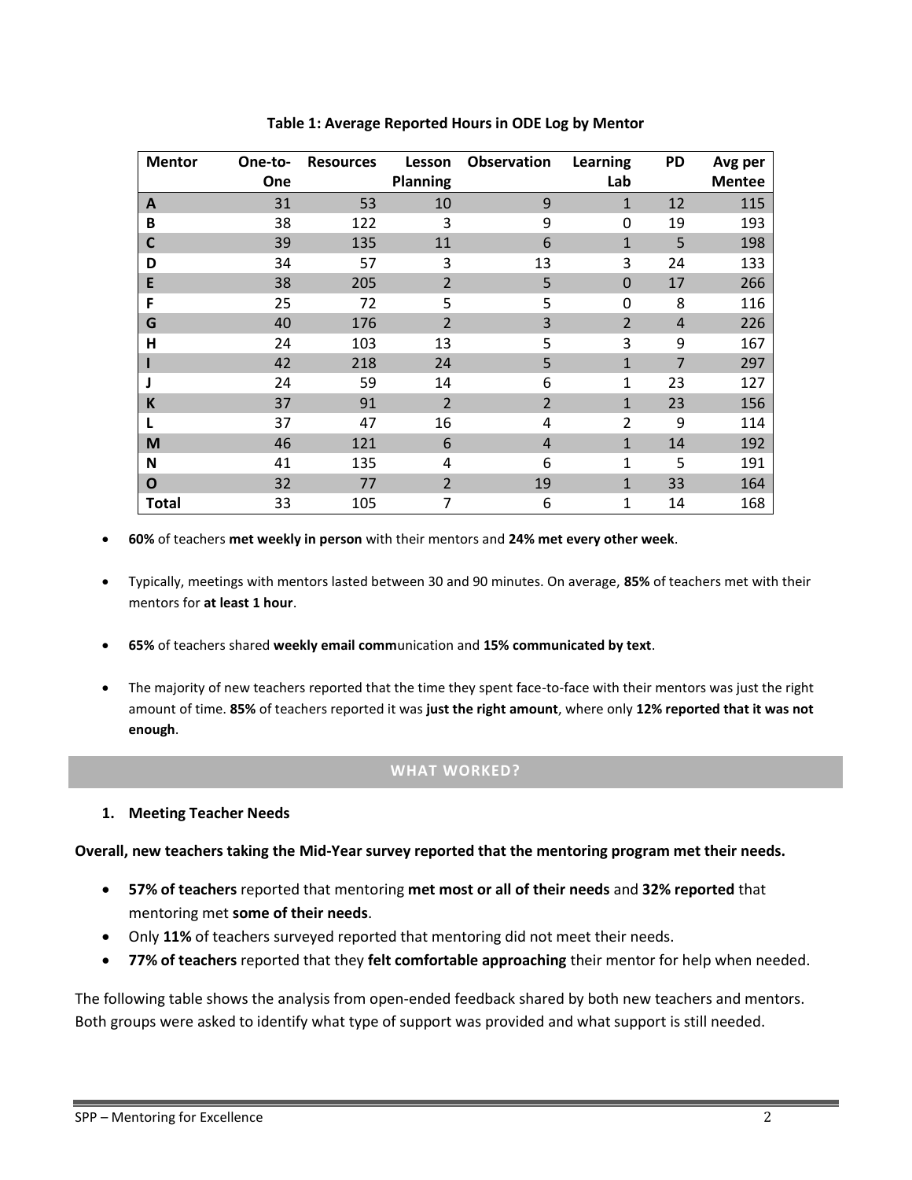**Table 1: Average Reported Hours in ODE Log by Mentor**

| Mentor | One-to-One | Resources | Lesson Planning | Observation | Learning Lab | PD | Avg per Mentee |
|---|---|---|---|---|---|---|---|
| **A** | 31 | 53 | 10 | 9 | 1 | 12 | 115 |
| **B** | 38 | 122 | 3 | 9 | 0 | 19 | 193 |
| **C** | 39 | 135 | 11 | 6 | 1 | 5 | 198 |
| **D** | 34 | 57 | 3 | 13 | 3 | 24 | 133 |
| **E** | 38 | 205 | 2 | 5 | 0 | 17 | 266 |
| **F** | 25 | 72 | 5 | 5 | 0 | 8 | 116 |
| **G** | 40 | 176 | 2 | 3 | 2 | 4 | 226 |
| **H** | 24 | 103 | 13 | 5 | 3 | 9 | 167 |
| **I** | 42 | 218 | 24 | 5 | 1 | 7 | 297 |
| **J** | 24 | 59 | 14 | 6 | 1 | 23 | 127 |
| **K** | 37 | 91 | 2 | 2 | 1 | 23 | 156 |
| **L** | 37 | 47 | 16 | 4 | 2 | 9 | 114 |
| **M** | 46 | 121 | 6 | 4 | 1 | 14 | 192 |
| **N** | 41 | 135 | 4 | 6 | 1 | 5 | 191 |
| **O** | 32 | 77 | 2 | 19 | 1 | 33 | 164 |
| **Total** | 33 | 105 | 7 | 6 | 1 | 14 | 168 |

- **60%** of teachers **met weekly in person** with their mentors and **24% met every other week**.
- Typically, meetings with mentors lasted between 30 and 90 minutes. On average, **85%** of teachers met with their mentors for **at least 1 hour**.
- **65%** of teachers shared **weekly email comm**unication and **15% communicated by text**.
- The majority of new teachers reported that the time they spent face-to-face with their mentors was just the right amount of time. **85%** of teachers reported it was **just the right amount**, where only **12% reported that it was not enough**.

## WHAT WORKED?

### 1. Meeting Teacher Needs

**Overall, new teachers taking the Mid-Year survey reported that the mentoring program met their needs.**

- **57% of teachers** reported that mentoring **met most or all of their needs** and **32% reported** that mentoring met **some of their needs**.
- Only **11%** of teachers surveyed reported that mentoring did not meet their needs.
- **77% of teachers** reported that they **felt comfortable approaching** their mentor for help when needed.

The following table shows the analysis from open-ended feedback shared by both new teachers and mentors. Both groups were asked to identify what type of support was provided and what support is still needed.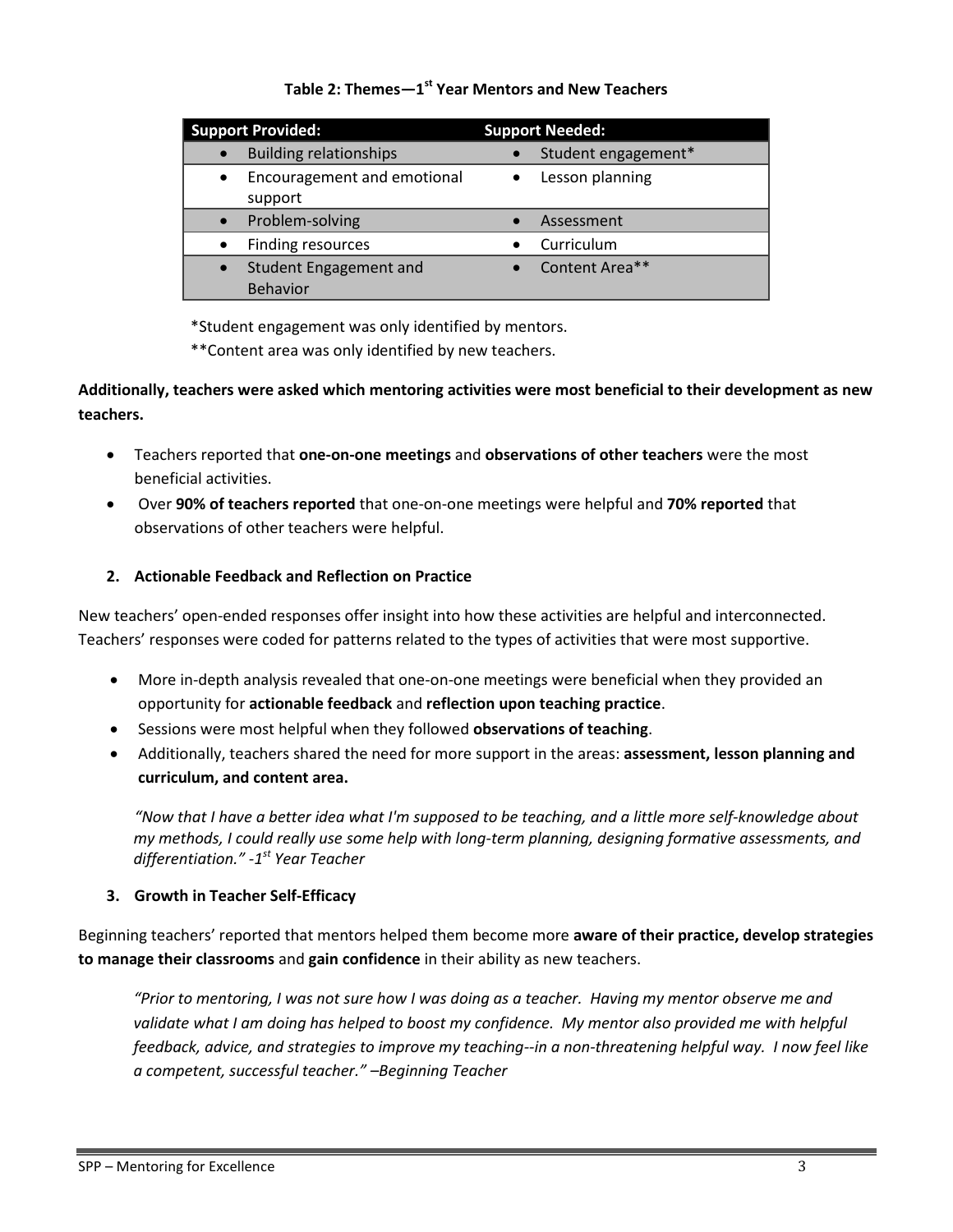**Table 2: Themes—1st Year Mentors and New Teachers**

| Support Provided: | Support Needed: |
|---|---|
| • Building relationships | • Student engagement* |
| • Encouragement and emotional support | • Lesson planning |
| • Problem-solving | • Assessment |
| • Finding resources | • Curriculum |
| • Student Engagement and Behavior | • Content Area** |

*Student engagement was only identified by mentors.

**Content area was only identified by new teachers.

**Additionally, teachers were asked which mentoring activities were most beneficial to their development as new teachers.**

- Teachers reported that **one-on-one meetings** and **observations of other teachers** were the most beneficial activities.
- Over **90% of teachers reported** that one-on-one meetings were helpful and **70% reported** that observations of other teachers were helpful.

### 2. Actionable Feedback and Reflection on Practice

New teachers' open-ended responses offer insight into how these activities are helpful and interconnected. Teachers' responses were coded for patterns related to the types of activities that were most supportive.

- More in-depth analysis revealed that one-on-one meetings were beneficial when they provided an opportunity for **actionable feedback** and **reflection upon teaching practice**.
- Sessions were most helpful when they followed **observations of teaching**.
- Additionally, teachers shared the need for more support in the areas: **assessment, lesson planning and curriculum, and content area.**

> *"Now that I have a better idea what I'm supposed to be teaching, and a little more self-knowledge about my methods, I could really use some help with long-term planning, designing formative assessments, and differentiation." -1st Year Teacher*

### 3. Growth in Teacher Self-Efficacy

Beginning teachers' reported that mentors helped them become more **aware of their practice, develop strategies to manage their classrooms** and **gain confidence** in their ability as new teachers.

> *"Prior to mentoring, I was not sure how I was doing as a teacher. Having my mentor observe me and validate what I am doing has helped to boost my confidence. My mentor also provided me with helpful feedback, advice, and strategies to improve my teaching--in a non-threatening helpful way. I now feel like a competent, successful teacher." –Beginning Teacher*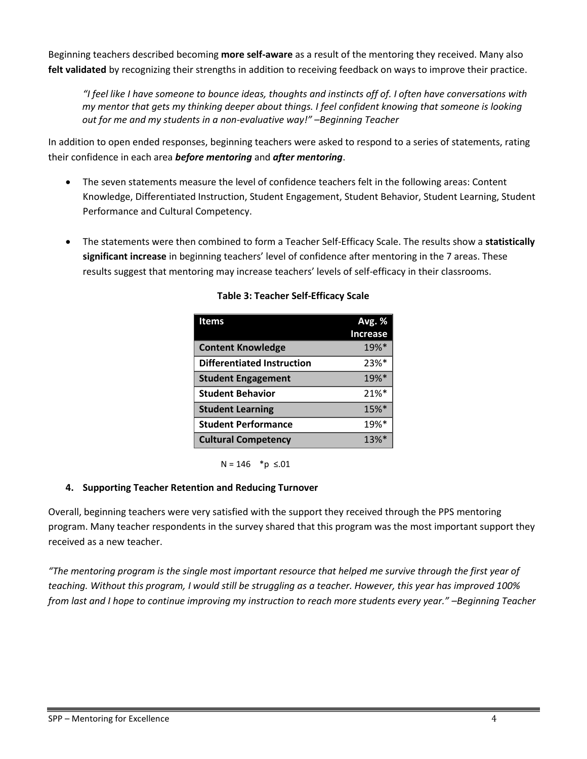Beginning teachers described becoming **more self-aware** as a result of the mentoring they received. Many also **felt validated** by recognizing their strengths in addition to receiving feedback on ways to improve their practice.

> *"I feel like I have someone to bounce ideas, thoughts and instincts off of. I often have conversations with my mentor that gets my thinking deeper about things. I feel confident knowing that someone is looking out for me and my students in a non-evaluative way!" –Beginning Teacher*

In addition to open ended responses, beginning teachers were asked to respond to a series of statements, rating their confidence in each area ***before mentoring*** and ***after mentoring***.

- The seven statements measure the level of confidence teachers felt in the following areas: Content Knowledge, Differentiated Instruction, Student Engagement, Student Behavior, Student Learning, Student Performance and Cultural Competency.
- The statements were then combined to form a Teacher Self-Efficacy Scale. The results show a **statistically significant increase** in beginning teachers' level of confidence after mentoring in the 7 areas. These results suggest that mentoring may increase teachers' levels of self-efficacy in their classrooms.

**Table 3: Teacher Self-Efficacy Scale**

| Items | Avg. % Increase |
|---|---:|
| **Content Knowledge** | 19%* |
| **Differentiated Instruction** | 23%* |
| **Student Engagement** | 19%* |
| **Student Behavior** | 21%* |
| **Student Learning** | 15%* |
| **Student Performance** | 19%* |
| **Cultural Competency** | 13%* |

N = 146 *$p \leq .01$

### 4. Supporting Teacher Retention and Reducing Turnover

Overall, beginning teachers were very satisfied with the support they received through the PPS mentoring program. Many teacher respondents in the survey shared that this program was the most important support they received as a new teacher.

*"The mentoring program is the single most important resource that helped me survive through the first year of teaching. Without this program, I would still be struggling as a teacher. However, this year has improved 100% from last and I hope to continue improving my instruction to reach more students every year." –Beginning Teacher*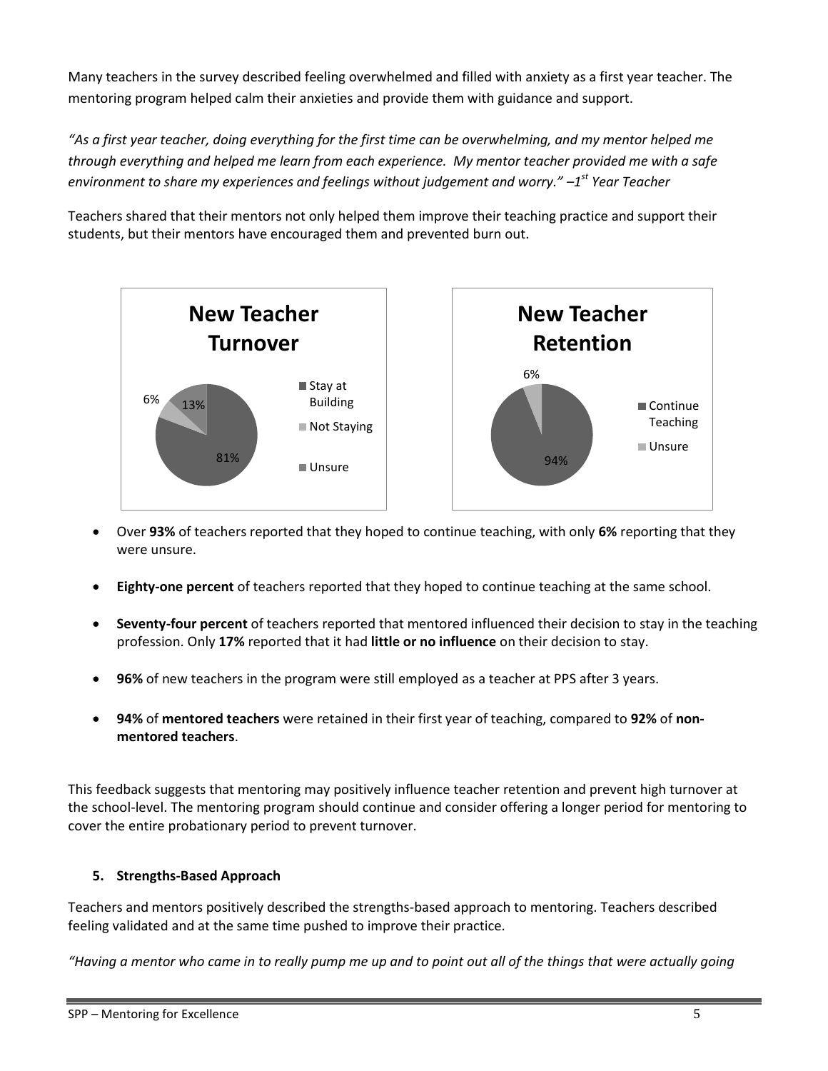Many teachers in the survey described feeling overwhelmed and filled with anxiety as a first year teacher. The mentoring program helped calm their anxieties and provide them with guidance and support.

*"As a first year teacher, doing everything for the first time can be overwhelming, and my mentor helped me through everything and helped me learn from each experience. My mentor teacher provided me with a safe environment to share my experiences and feelings without judgement and worry." –1st Year Teacher*

Teachers shared that their mentors not only helped them improve their teaching practice and support their students, but their mentors have encouraged them and prevented burn out.

**New Teacher Turnover**

| Category | Percent |
|---|---|
| Stay at Building | 81% |
| Not Staying | 6% |
| Unsure | 13% |

**New Teacher Retention**

| Category | Percent |
|---|---|
| Continue Teaching | 94% |
| Unsure | 6% |

- Over **93%** of teachers reported that they hoped to continue teaching, with only **6%** reporting that they were unsure.
- **Eighty-one percent** of teachers reported that they hoped to continue teaching at the same school.
- **Seventy-four percent** of teachers reported that mentored influenced their decision to stay in the teaching profession. Only **17%** reported that it had **little or no influence** on their decision to stay.
- **96%** of new teachers in the program were still employed as a teacher at PPS after 3 years.
- **94%** of **mentored teachers** were retained in their first year of teaching, compared to **92%** of **non-mentored teachers**.

This feedback suggests that mentoring may positively influence teacher retention and prevent high turnover at the school-level. The mentoring program should continue and consider offering a longer period for mentoring to cover the entire probationary period to prevent turnover.

### 5. Strengths-Based Approach

Teachers and mentors positively described the strengths-based approach to mentoring. Teachers described feeling validated and at the same time pushed to improve their practice.

*"Having a mentor who came in to really pump me up and to point out all of the things that were actually going*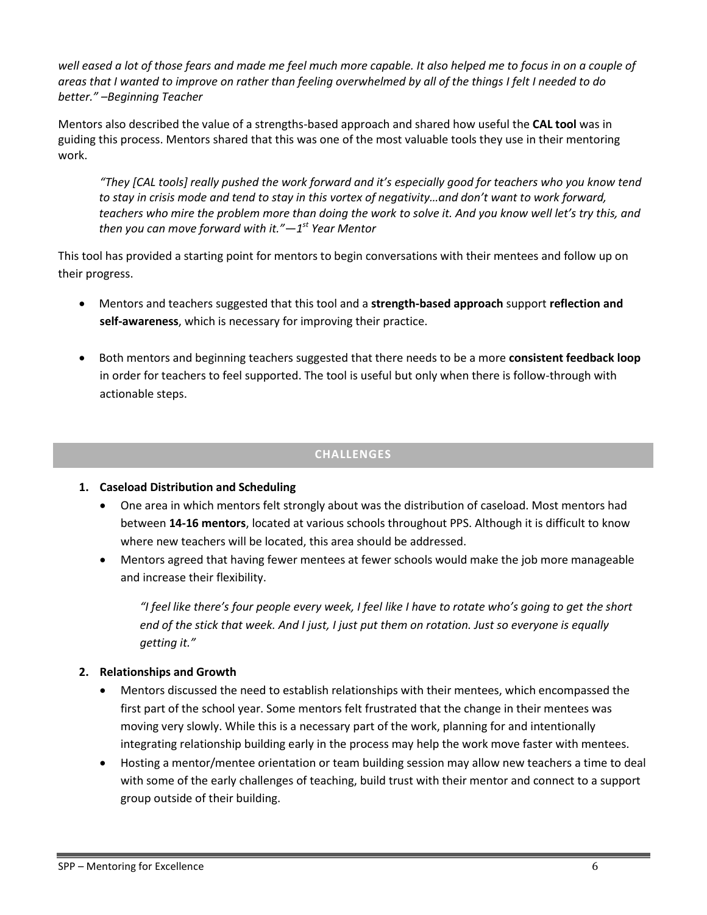*well eased a lot of those fears and made me feel much more capable. It also helped me to focus in on a couple of areas that I wanted to improve on rather than feeling overwhelmed by all of the things I felt I needed to do better." –Beginning Teacher*

Mentors also described the value of a strengths-based approach and shared how useful the **CAL tool** was in guiding this process. Mentors shared that this was one of the most valuable tools they use in their mentoring work.

> *"They [CAL tools] really pushed the work forward and it's especially good for teachers who you know tend to stay in crisis mode and tend to stay in this vortex of negativity…and don't want to work forward, teachers who mire the problem more than doing the work to solve it. And you know well let's try this, and then you can move forward with it."—1st Year Mentor*

This tool has provided a starting point for mentors to begin conversations with their mentees and follow up on their progress.

- Mentors and teachers suggested that this tool and a **strength-based approach** support **reflection and self-awareness**, which is necessary for improving their practice.
- Both mentors and beginning teachers suggested that there needs to be a more **consistent feedback loop** in order for teachers to feel supported. The tool is useful but only when there is follow-through with actionable steps.

## CHALLENGES

1. **Caseload Distribution and Scheduling**
   - One area in which mentors felt strongly about was the distribution of caseload. Most mentors had between **14-16 mentors**, located at various schools throughout PPS. Although it is difficult to know where new teachers will be located, this area should be addressed.
   - Mentors agreed that having fewer mentees at fewer schools would make the job more manageable and increase their flexibility.

     > *"I feel like there's four people every week, I feel like I have to rotate who's going to get the short end of the stick that week. And I just, I just put them on rotation. Just so everyone is equally getting it."*

2. **Relationships and Growth**
   - Mentors discussed the need to establish relationships with their mentees, which encompassed the first part of the school year. Some mentors felt frustrated that the change in their mentees was moving very slowly. While this is a necessary part of the work, planning for and intentionally integrating relationship building early in the process may help the work move faster with mentees.
   - Hosting a mentor/mentee orientation or team building session may allow new teachers a time to deal with some of the early challenges of teaching, build trust with their mentor and connect to a support group outside of their building.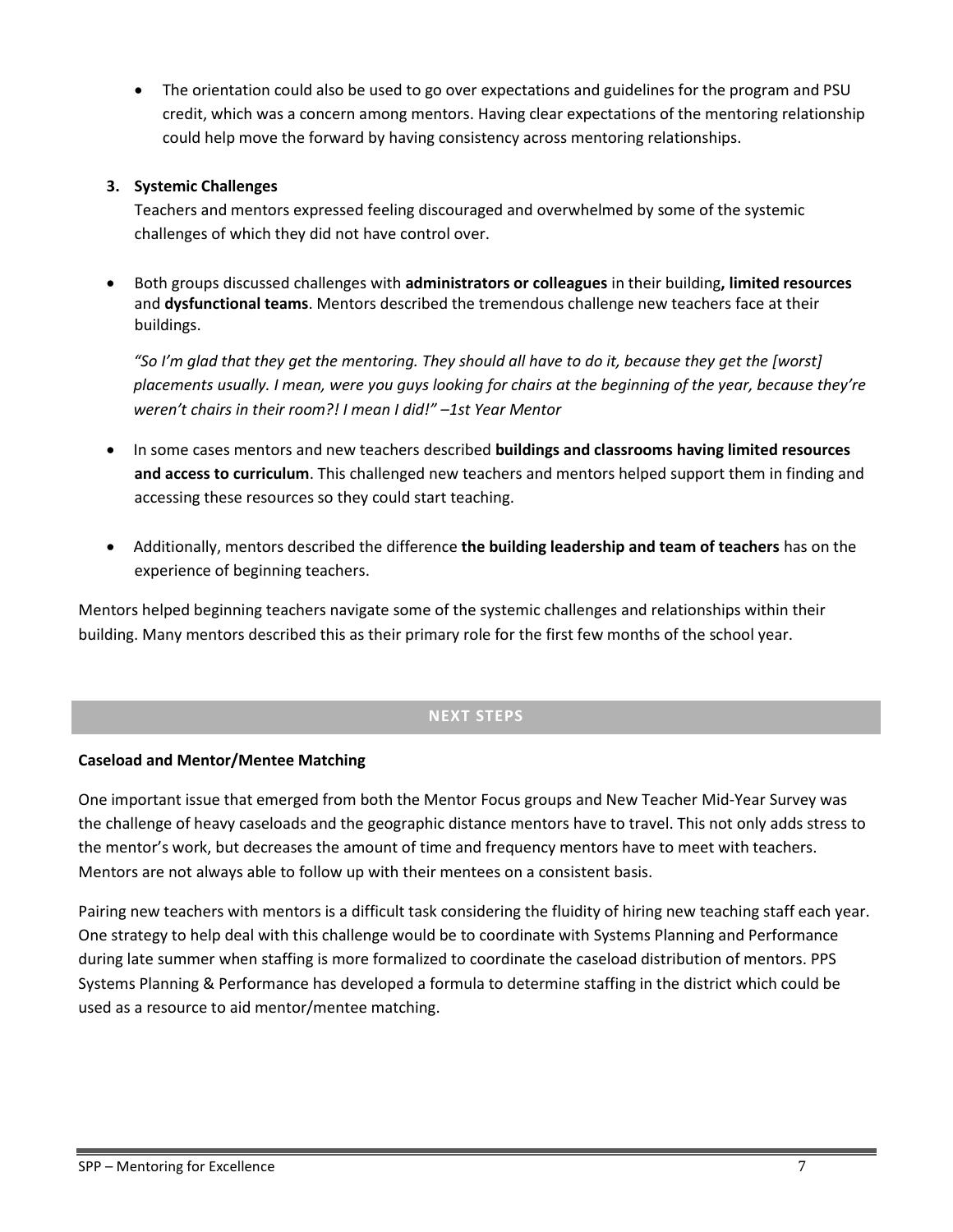- The orientation could also be used to go over expectations and guidelines for the program and PSU credit, which was a concern among mentors. Having clear expectations of the mentoring relationship could help move the forward by having consistency across mentoring relationships.

3. **Systemic Challenges**

   Teachers and mentors expressed feeling discouraged and overwhelmed by some of the systemic challenges of which they did not have control over.

- Both groups discussed challenges with **administrators or colleagues** in their building**, limited resources** and **dysfunctional teams**. Mentors described the tremendous challenge new teachers face at their buildings.

  *"So I'm glad that they get the mentoring. They should all have to do it, because they get the [worst] placements usually. I mean, were you guys looking for chairs at the beginning of the year, because they're weren't chairs in their room?! I mean I did!" –1st Year Mentor*

- In some cases mentors and new teachers described **buildings and classrooms having limited resources and access to curriculum**. This challenged new teachers and mentors helped support them in finding and accessing these resources so they could start teaching.

- Additionally, mentors described the difference **the building leadership and team of teachers** has on the experience of beginning teachers.

Mentors helped beginning teachers navigate some of the systemic challenges and relationships within their building. Many mentors described this as their primary role for the first few months of the school year.

## NEXT STEPS

**Caseload and Mentor/Mentee Matching**

One important issue that emerged from both the Mentor Focus groups and New Teacher Mid-Year Survey was the challenge of heavy caseloads and the geographic distance mentors have to travel. This not only adds stress to the mentor's work, but decreases the amount of time and frequency mentors have to meet with teachers. Mentors are not always able to follow up with their mentees on a consistent basis.

Pairing new teachers with mentors is a difficult task considering the fluidity of hiring new teaching staff each year. One strategy to help deal with this challenge would be to coordinate with Systems Planning and Performance during late summer when staffing is more formalized to coordinate the caseload distribution of mentors. PPS Systems Planning & Performance has developed a formula to determine staffing in the district which could be used as a resource to aid mentor/mentee matching.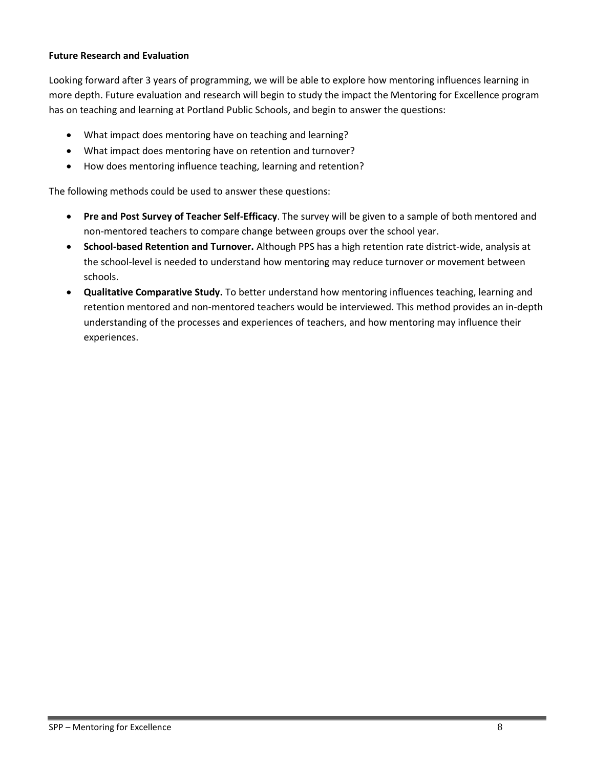**Future Research and Evaluation**

Looking forward after 3 years of programming, we will be able to explore how mentoring influences learning in more depth. Future evaluation and research will begin to study the impact the Mentoring for Excellence program has on teaching and learning at Portland Public Schools, and begin to answer the questions:

- What impact does mentoring have on teaching and learning?
- What impact does mentoring have on retention and turnover?
- How does mentoring influence teaching, learning and retention?

The following methods could be used to answer these questions:

- **Pre and Post Survey of Teacher Self-Efficacy**. The survey will be given to a sample of both mentored and non-mentored teachers to compare change between groups over the school year.
- **School-based Retention and Turnover.** Although PPS has a high retention rate district-wide, analysis at the school-level is needed to understand how mentoring may reduce turnover or movement between schools.
- **Qualitative Comparative Study.** To better understand how mentoring influences teaching, learning and retention mentored and non-mentored teachers would be interviewed. This method provides an in-depth understanding of the processes and experiences of teachers, and how mentoring may influence their experiences.